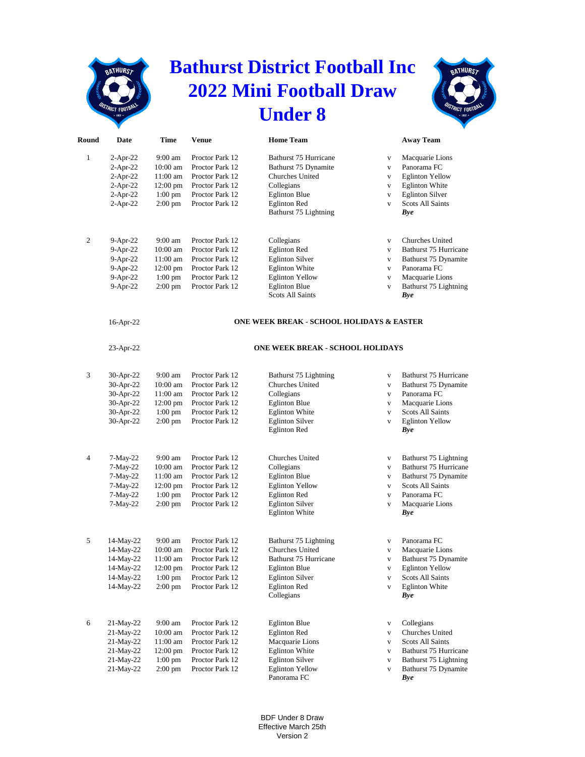# Bathurst District Football Inc
# 2022 Mini Football Draw
# Under 8

| Round | Date | Time | Venue | Home Team | | Away Team |
|---|---|---|---|---|---|---|
| 1 | 2-Apr-22 | 9:00 am | Proctor Park 12 | Bathurst 75 Hurricane | v | Macquarie Lions |
| | 2-Apr-22 | 10:00 am | Proctor Park 12 | Bathurst 75 Dynamite | v | Panorama FC |
| | 2-Apr-22 | 11:00 am | Proctor Park 12 | Churches United | v | Eglinton Yellow |
| | 2-Apr-22 | 12:00 pm | Proctor Park 12 | Collegians | v | Eglinton White |
| | 2-Apr-22 | 1:00 pm | Proctor Park 12 | Eglinton Blue | v | Eglinton Silver |
| | 2-Apr-22 | 2:00 pm | Proctor Park 12 | Eglinton Red | v | Scots All Saints |
| | | | | Bathurst 75 Lightning | | ***Bye*** |
| 2 | 9-Apr-22 | 9:00 am | Proctor Park 12 | Collegians | v | Churches United |
| | 9-Apr-22 | 10:00 am | Proctor Park 12 | Eglinton Red | v | Bathurst 75 Hurricane |
| | 9-Apr-22 | 11:00 am | Proctor Park 12 | Eglinton Silver | v | Bathurst 75 Dynamite |
| | 9-Apr-22 | 12:00 pm | Proctor Park 12 | Eglinton White | v | Panorama FC |
| | 9-Apr-22 | 1:00 pm | Proctor Park 12 | Eglinton Yellow | v | Macquarie Lions |
| | 9-Apr-22 | 2:00 pm | Proctor Park 12 | Eglinton Blue | v | Bathurst 75 Lightning |
| | | | | Scots All Saints | | ***Bye*** |
| | 16-Apr-22 | | | **ONE WEEK BREAK - SCHOOL HOLIDAYS & EASTER** | | |
| | 23-Apr-22 | | | **ONE WEEK BREAK - SCHOOL HOLIDAYS** | | |
| 3 | 30-Apr-22 | 9:00 am | Proctor Park 12 | Bathurst 75 Lightning | v | Bathurst 75 Hurricane |
| | 30-Apr-22 | 10:00 am | Proctor Park 12 | Churches United | v | Bathurst 75 Dynamite |
| | 30-Apr-22 | 11:00 am | Proctor Park 12 | Collegians | v | Panorama FC |
| | 30-Apr-22 | 12:00 pm | Proctor Park 12 | Eglinton Blue | v | Macquarie Lions |
| | 30-Apr-22 | 1:00 pm | Proctor Park 12 | Eglinton White | v | Scots All Saints |
| | 30-Apr-22 | 2:00 pm | Proctor Park 12 | Eglinton Silver | v | Eglinton Yellow |
| | | | | Eglinton Red | | ***Bye*** |
| 4 | 7-May-22 | 9:00 am | Proctor Park 12 | Churches United | v | Bathurst 75 Lightning |
| | 7-May-22 | 10:00 am | Proctor Park 12 | Collegians | v | Bathurst 75 Hurricane |
| | 7-May-22 | 11:00 am | Proctor Park 12 | Eglinton Blue | v | Bathurst 75 Dynamite |
| | 7-May-22 | 12:00 pm | Proctor Park 12 | Eglinton Yellow | v | Scots All Saints |
| | 7-May-22 | 1:00 pm | Proctor Park 12 | Eglinton Red | v | Panorama FC |
| | 7-May-22 | 2:00 pm | Proctor Park 12 | Eglinton Silver | v | Macquarie Lions |
| | | | | Eglinton White | | ***Bye*** |
| 5 | 14-May-22 | 9:00 am | Proctor Park 12 | Bathurst 75 Lightning | v | Panorama FC |
| | 14-May-22 | 10:00 am | Proctor Park 12 | Churches United | v | Macquarie Lions |
| | 14-May-22 | 11:00 am | Proctor Park 12 | Bathurst 75 Hurricane | v | Bathurst 75 Dynamite |
| | 14-May-22 | 12:00 pm | Proctor Park 12 | Eglinton Blue | v | Eglinton Yellow |
| | 14-May-22 | 1:00 pm | Proctor Park 12 | Eglinton Silver | v | Scots All Saints |
| | 14-May-22 | 2:00 pm | Proctor Park 12 | Eglinton Red | v | Eglinton White |
| | | | | Collegians | | ***Bye*** |
| 6 | 21-May-22 | 9:00 am | Proctor Park 12 | Eglinton Blue | v | Collegians |
| | 21-May-22 | 10:00 am | Proctor Park 12 | Eglinton Red | v | Churches United |
| | 21-May-22 | 11:00 am | Proctor Park 12 | Macquarie Lions | v | Scots All Saints |
| | 21-May-22 | 12:00 pm | Proctor Park 12 | Eglinton White | v | Bathurst 75 Hurricane |
| | 21-May-22 | 1:00 pm | Proctor Park 12 | Eglinton Silver | v | Bathurst 75 Lightning |
| | 21-May-22 | 2:00 pm | Proctor Park 12 | Eglinton Yellow | v | Bathurst 75 Dynamite |
| | | | | Panorama FC | | ***Bye*** |

BDF Under 8 Draw
Effective March 25th
Version 2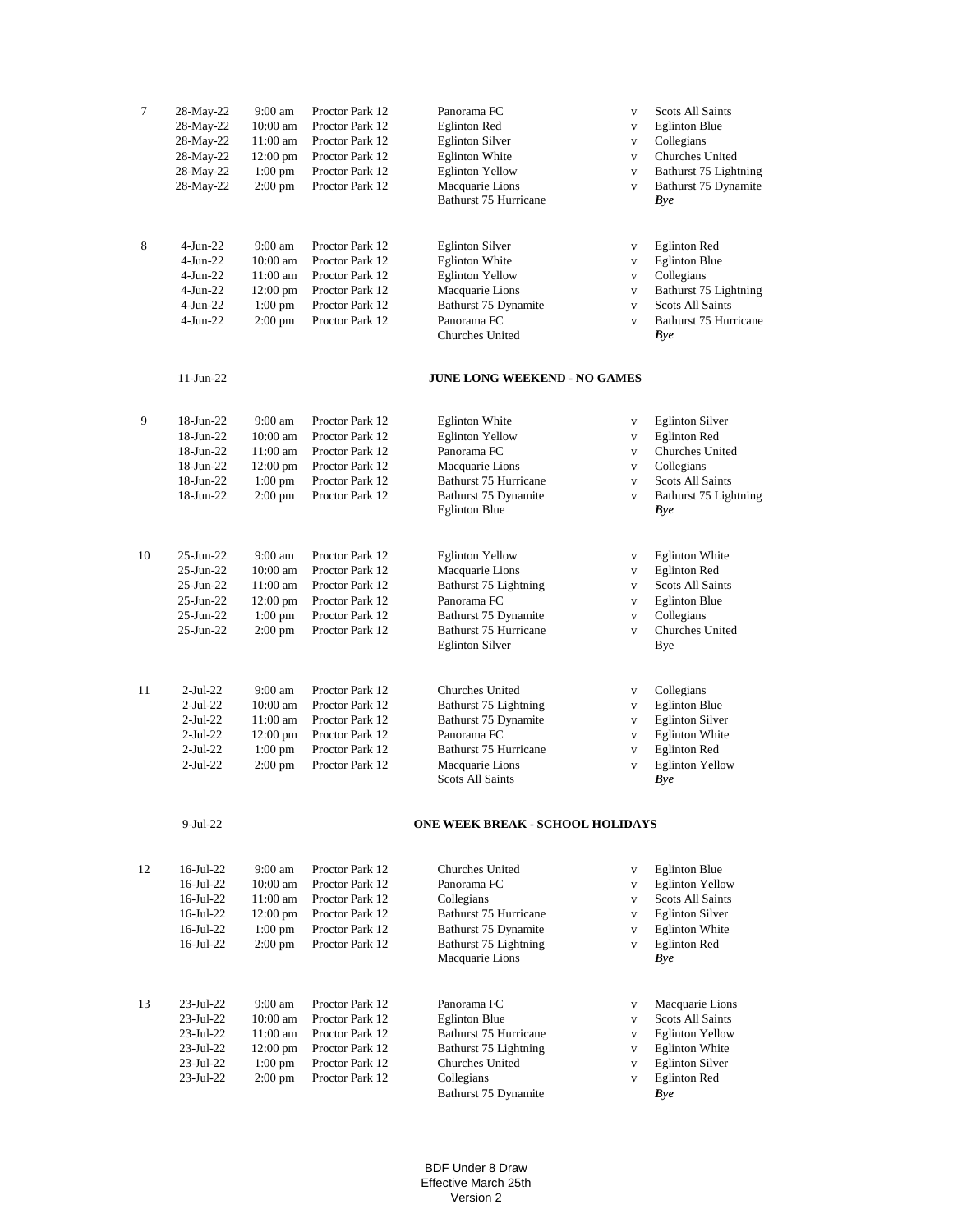| Round | Date | Time | Venue | Team | | Team |
|---|---|---|---|---|---|---|
| 7 | 28-May-22 | 9:00 am | Proctor Park 12 | Panorama FC | v | Scots All Saints |
| | 28-May-22 | 10:00 am | Proctor Park 12 | Eglinton Red | v | Eglinton Blue |
| | 28-May-22 | 11:00 am | Proctor Park 12 | Eglinton Silver | v | Collegians |
| | 28-May-22 | 12:00 pm | Proctor Park 12 | Eglinton White | v | Churches United |
| | 28-May-22 | 1:00 pm | Proctor Park 12 | Eglinton Yellow | v | Bathurst 75 Lightning |
| | 28-May-22 | 2:00 pm | Proctor Park 12 | Macquarie Lions | v | Bathurst 75 Dynamite |
| | | | | Bathurst 75 Hurricane | | ***Bye*** |
| 8 | 4-Jun-22 | 9:00 am | Proctor Park 12 | Eglinton Silver | v | Eglinton Red |
| | 4-Jun-22 | 10:00 am | Proctor Park 12 | Eglinton White | v | Eglinton Blue |
| | 4-Jun-22 | 11:00 am | Proctor Park 12 | Eglinton Yellow | v | Collegians |
| | 4-Jun-22 | 12:00 pm | Proctor Park 12 | Macquarie Lions | v | Bathurst 75 Lightning |
| | 4-Jun-22 | 1:00 pm | Proctor Park 12 | Bathurst 75 Dynamite | v | Scots All Saints |
| | 4-Jun-22 | 2:00 pm | Proctor Park 12 | Panorama FC | v | Bathurst 75 Hurricane |
| | | | | Churches United | | ***Bye*** |
| | 11-Jun-22 | | | **JUNE LONG WEEKEND - NO GAMES** | | |
| 9 | 18-Jun-22 | 9:00 am | Proctor Park 12 | Eglinton White | v | Eglinton Silver |
| | 18-Jun-22 | 10:00 am | Proctor Park 12 | Eglinton Yellow | v | Eglinton Red |
| | 18-Jun-22 | 11:00 am | Proctor Park 12 | Panorama FC | v | Churches United |
| | 18-Jun-22 | 12:00 pm | Proctor Park 12 | Macquarie Lions | v | Collegians |
| | 18-Jun-22 | 1:00 pm | Proctor Park 12 | Bathurst 75 Hurricane | v | Scots All Saints |
| | 18-Jun-22 | 2:00 pm | Proctor Park 12 | Bathurst 75 Dynamite | v | Bathurst 75 Lightning |
| | | | | Eglinton Blue | | ***Bye*** |
| 10 | 25-Jun-22 | 9:00 am | Proctor Park 12 | Eglinton Yellow | v | Eglinton White |
| | 25-Jun-22 | 10:00 am | Proctor Park 12 | Macquarie Lions | v | Eglinton Red |
| | 25-Jun-22 | 11:00 am | Proctor Park 12 | Bathurst 75 Lightning | v | Scots All Saints |
| | 25-Jun-22 | 12:00 pm | Proctor Park 12 | Panorama FC | v | Eglinton Blue |
| | 25-Jun-22 | 1:00 pm | Proctor Park 12 | Bathurst 75 Dynamite | v | Collegians |
| | 25-Jun-22 | 2:00 pm | Proctor Park 12 | Bathurst 75 Hurricane | v | Churches United |
| | | | | Eglinton Silver | | Bye |
| 11 | 2-Jul-22 | 9:00 am | Proctor Park 12 | Churches United | v | Collegians |
| | 2-Jul-22 | 10:00 am | Proctor Park 12 | Bathurst 75 Lightning | v | Eglinton Blue |
| | 2-Jul-22 | 11:00 am | Proctor Park 12 | Bathurst 75 Dynamite | v | Eglinton Silver |
| | 2-Jul-22 | 12:00 pm | Proctor Park 12 | Panorama FC | v | Eglinton White |
| | 2-Jul-22 | 1:00 pm | Proctor Park 12 | Bathurst 75 Hurricane | v | Eglinton Red |
| | 2-Jul-22 | 2:00 pm | Proctor Park 12 | Macquarie Lions | v | Eglinton Yellow |
| | | | | Scots All Saints | | ***Bye*** |
| | 9-Jul-22 | | | **ONE WEEK BREAK - SCHOOL HOLIDAYS** | | |
| 12 | 16-Jul-22 | 9:00 am | Proctor Park 12 | Churches United | v | Eglinton Blue |
| | 16-Jul-22 | 10:00 am | Proctor Park 12 | Panorama FC | v | Eglinton Yellow |
| | 16-Jul-22 | 11:00 am | Proctor Park 12 | Collegians | v | Scots All Saints |
| | 16-Jul-22 | 12:00 pm | Proctor Park 12 | Bathurst 75 Hurricane | v | Eglinton Silver |
| | 16-Jul-22 | 1:00 pm | Proctor Park 12 | Bathurst 75 Dynamite | v | Eglinton White |
| | 16-Jul-22 | 2:00 pm | Proctor Park 12 | Bathurst 75 Lightning | v | Eglinton Red |
| | | | | Macquarie Lions | | ***Bye*** |
| 13 | 23-Jul-22 | 9:00 am | Proctor Park 12 | Panorama FC | v | Macquarie Lions |
| | 23-Jul-22 | 10:00 am | Proctor Park 12 | Eglinton Blue | v | Scots All Saints |
| | 23-Jul-22 | 11:00 am | Proctor Park 12 | Bathurst 75 Hurricane | v | Eglinton Yellow |
| | 23-Jul-22 | 12:00 pm | Proctor Park 12 | Bathurst 75 Lightning | v | Eglinton White |
| | 23-Jul-22 | 1:00 pm | Proctor Park 12 | Churches United | v | Eglinton Silver |
| | 23-Jul-22 | 2:00 pm | Proctor Park 12 | Collegians | v | Eglinton Red |
| | | | | Bathurst 75 Dynamite | | ***Bye*** |

BDF Under 8 Draw
Effective March 25th
Version 2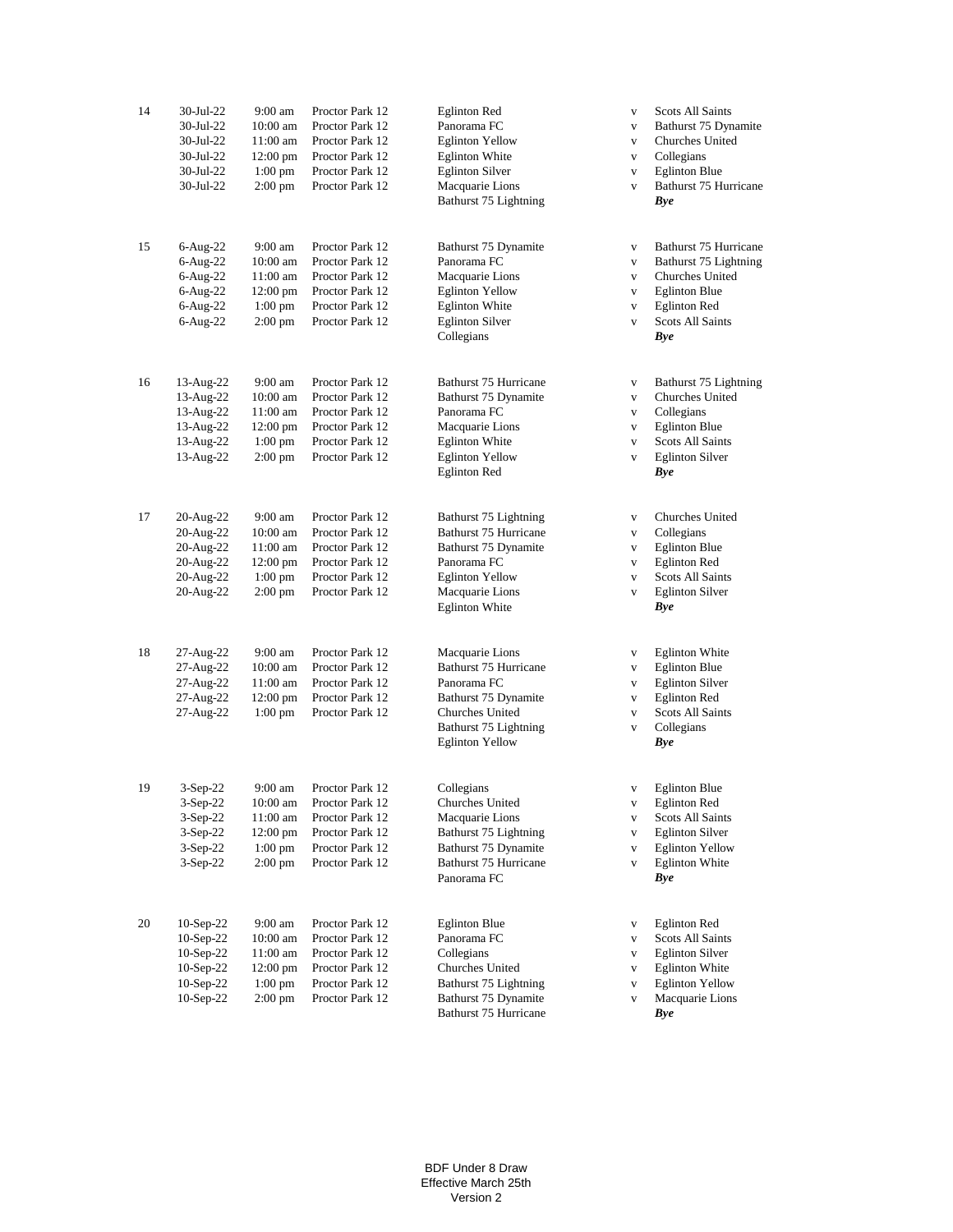| Round | Date | Time | Venue | Home | | Away |
|---|---|---|---|---|---|---|
| 14 | 30-Jul-22 | 9:00 am | Proctor Park 12 | Eglinton Red | v | Scots All Saints |
| | 30-Jul-22 | 10:00 am | Proctor Park 12 | Panorama FC | v | Bathurst 75 Dynamite |
| | 30-Jul-22 | 11:00 am | Proctor Park 12 | Eglinton Yellow | v | Churches United |
| | 30-Jul-22 | 12:00 pm | Proctor Park 12 | Eglinton White | v | Collegians |
| | 30-Jul-22 | 1:00 pm | Proctor Park 12 | Eglinton Silver | v | Eglinton Blue |
| | 30-Jul-22 | 2:00 pm | Proctor Park 12 | Macquarie Lions | v | Bathurst 75 Hurricane |
| | | | | Bathurst 75 Lightning | | ***Bye*** |
| 15 | 6-Aug-22 | 9:00 am | Proctor Park 12 | Bathurst 75 Dynamite | v | Bathurst 75 Hurricane |
| | 6-Aug-22 | 10:00 am | Proctor Park 12 | Panorama FC | v | Bathurst 75 Lightning |
| | 6-Aug-22 | 11:00 am | Proctor Park 12 | Macquarie Lions | v | Churches United |
| | 6-Aug-22 | 12:00 pm | Proctor Park 12 | Eglinton Yellow | v | Eglinton Blue |
| | 6-Aug-22 | 1:00 pm | Proctor Park 12 | Eglinton White | v | Eglinton Red |
| | 6-Aug-22 | 2:00 pm | Proctor Park 12 | Eglinton Silver | v | Scots All Saints |
| | | | | Collegians | | ***Bye*** |
| 16 | 13-Aug-22 | 9:00 am | Proctor Park 12 | Bathurst 75 Hurricane | v | Bathurst 75 Lightning |
| | 13-Aug-22 | 10:00 am | Proctor Park 12 | Bathurst 75 Dynamite | v | Churches United |
| | 13-Aug-22 | 11:00 am | Proctor Park 12 | Panorama FC | v | Collegians |
| | 13-Aug-22 | 12:00 pm | Proctor Park 12 | Macquarie Lions | v | Eglinton Blue |
| | 13-Aug-22 | 1:00 pm | Proctor Park 12 | Eglinton White | v | Scots All Saints |
| | 13-Aug-22 | 2:00 pm | Proctor Park 12 | Eglinton Yellow | v | Eglinton Silver |
| | | | | Eglinton Red | | ***Bye*** |
| 17 | 20-Aug-22 | 9:00 am | Proctor Park 12 | Bathurst 75 Lightning | v | Churches United |
| | 20-Aug-22 | 10:00 am | Proctor Park 12 | Bathurst 75 Hurricane | v | Collegians |
| | 20-Aug-22 | 11:00 am | Proctor Park 12 | Bathurst 75 Dynamite | v | Eglinton Blue |
| | 20-Aug-22 | 12:00 pm | Proctor Park 12 | Panorama FC | v | Eglinton Red |
| | 20-Aug-22 | 1:00 pm | Proctor Park 12 | Eglinton Yellow | v | Scots All Saints |
| | 20-Aug-22 | 2:00 pm | Proctor Park 12 | Macquarie Lions | v | Eglinton Silver |
| | | | | Eglinton White | | ***Bye*** |
| 18 | 27-Aug-22 | 9:00 am | Proctor Park 12 | Macquarie Lions | v | Eglinton White |
| | 27-Aug-22 | 10:00 am | Proctor Park 12 | Bathurst 75 Hurricane | v | Eglinton Blue |
| | 27-Aug-22 | 11:00 am | Proctor Park 12 | Panorama FC | v | Eglinton Silver |
| | 27-Aug-22 | 12:00 pm | Proctor Park 12 | Bathurst 75 Dynamite | v | Eglinton Red |
| | 27-Aug-22 | 1:00 pm | Proctor Park 12 | Churches United | v | Scots All Saints |
| | | | | Bathurst 75 Lightning | v | Collegians |
| | | | | Eglinton Yellow | | ***Bye*** |
| 19 | 3-Sep-22 | 9:00 am | Proctor Park 12 | Collegians | v | Eglinton Blue |
| | 3-Sep-22 | 10:00 am | Proctor Park 12 | Churches United | v | Eglinton Red |
| | 3-Sep-22 | 11:00 am | Proctor Park 12 | Macquarie Lions | v | Scots All Saints |
| | 3-Sep-22 | 12:00 pm | Proctor Park 12 | Bathurst 75 Lightning | v | Eglinton Silver |
| | 3-Sep-22 | 1:00 pm | Proctor Park 12 | Bathurst 75 Dynamite | v | Eglinton Yellow |
| | 3-Sep-22 | 2:00 pm | Proctor Park 12 | Bathurst 75 Hurricane | v | Eglinton White |
| | | | | Panorama FC | | ***Bye*** |
| 20 | 10-Sep-22 | 9:00 am | Proctor Park 12 | Eglinton Blue | v | Eglinton Red |
| | 10-Sep-22 | 10:00 am | Proctor Park 12 | Panorama FC | v | Scots All Saints |
| | 10-Sep-22 | 11:00 am | Proctor Park 12 | Collegians | v | Eglinton Silver |
| | 10-Sep-22 | 12:00 pm | Proctor Park 12 | Churches United | v | Eglinton White |
| | 10-Sep-22 | 1:00 pm | Proctor Park 12 | Bathurst 75 Lightning | v | Eglinton Yellow |
| | 10-Sep-22 | 2:00 pm | Proctor Park 12 | Bathurst 75 Dynamite | v | Macquarie Lions |
| | | | | Bathurst 75 Hurricane | | ***Bye*** |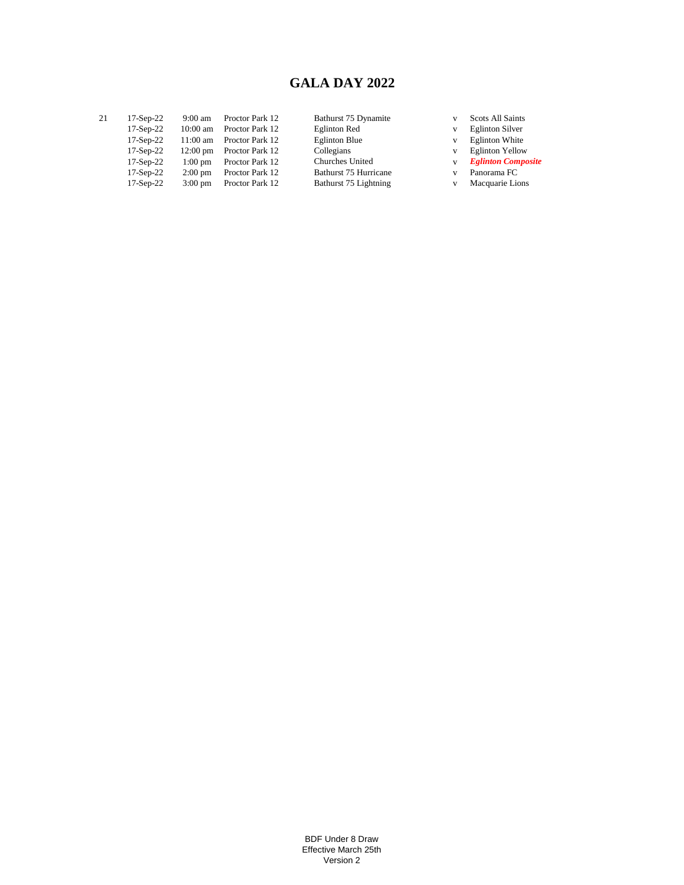# GALA DAY 2022

| | | | | | | |
|---|---|---|---|---|---|---|
| 21 | 17-Sep-22 | 9:00 am | Proctor Park 12 | Bathurst 75 Dynamite | v | Scots All Saints |
| | 17-Sep-22 | 10:00 am | Proctor Park 12 | Eglinton Red | v | Eglinton Silver |
| | 17-Sep-22 | 11:00 am | Proctor Park 12 | Eglinton Blue | v | Eglinton White |
| | 17-Sep-22 | 12:00 pm | Proctor Park 12 | Collegians | v | Eglinton Yellow |
| | 17-Sep-22 | 1:00 pm | Proctor Park 12 | Churches United | v | ***Eglinton Composite*** |
| | 17-Sep-22 | 2:00 pm | Proctor Park 12 | Bathurst 75 Hurricane | v | Panorama FC |
| | 17-Sep-22 | 3:00 pm | Proctor Park 12 | Bathurst 75 Lightning | v | Macquarie Lions |

BDF Under 8 Draw
Effective March 25th
Version 2